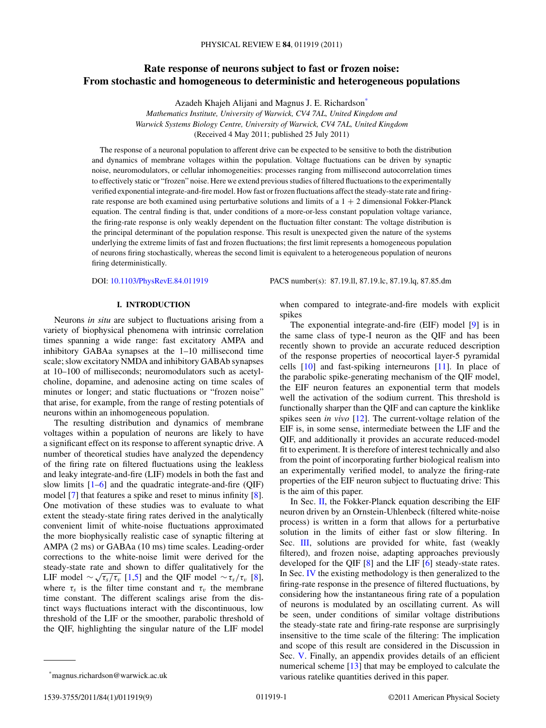# Rate response of neurons subject to fast or frozen noise: From stochastic and homogeneous to deterministic and heterogeneous populations

Azadeh Khajeh Alijani and Magnus J. E. Richardson*

*Mathematics Institute, University of Warwick, CV4 7AL, United Kingdom and Warwick Systems Biology Centre, University of Warwick, CV4 7AL, United Kingdom*

(Received 4 May 2011; published 25 July 2011)

The response of a neuronal population to afferent drive can be expected to be sensitive to both the distribution and dynamics of membrane voltages within the population. Voltage fluctuations can be driven by synaptic noise, neuromodulators, or cellular inhomogeneities: processes ranging from millisecond autocorrelation times to effectively static or "frozen" noise. Here we extend previous studies of filtered fluctuations to the experimentally verified exponential integrate-and-fire model. How fast or frozen fluctuations affect the steady-state rate and firing-rate response are both examined using perturbative solutions and limits of a $1 + 2$ dimensional Fokker-Planck equation. The central finding is that, under conditions of a more-or-less constant population voltage variance, the firing-rate response is only weakly dependent on the fluctuation filter constant: The voltage distribution is the principal determinant of the population response. This result is unexpected given the nature of the systems underlying the extreme limits of fast and frozen fluctuations; the first limit represents a homogeneous population of neurons firing stochastically, whereas the second limit is equivalent to a heterogeneous population of neurons firing deterministically.

DOI: 10.1103/PhysRevE.84.011919 PACS number(s): 87.19.ll, 87.19.lc, 87.19.lq, 87.85.dm

## I. INTRODUCTION

Neurons *in situ* are subject to fluctuations arising from a variety of biophysical phenomena with intrinsic correlation times spanning a wide range: fast excitatory AMPA and inhibitory GABAa synapses at the 1–10 millisecond time scale; slow excitatory NMDA and inhibitory GABAb synapses at 10–100 of milliseconds; neuromodulators such as acetylcholine, dopamine, and adenosine acting on time scales of minutes or longer; and static fluctuations or "frozen noise" that arise, for example, from the range of resting potentials of neurons within an inhomogeneous population.

The resulting distribution and dynamics of membrane voltages within a population of neurons are likely to have a significant effect on its response to afferent synaptic drive. A number of theoretical studies have analyzed the dependency of the firing rate on filtered fluctuations using the leakless and leaky integrate-and-fire (LIF) models in both the fast and slow limits [1–6] and the quadratic integrate-and-fire (QIF) model [7] that features a spike and reset to minus infinity [8]. One motivation of these studies was to evaluate to what extent the steady-state firing rates derived in the analytically convenient limit of white-noise fluctuations approximated the more biophysically realistic case of synaptic filtering at AMPA (2 ms) or GABAa (10 ms) time scales. Leading-order corrections to the white-noise limit were derived for the steady-state rate and shown to differ qualitatively for the LIF model $\sim\sqrt{\tau_s/\tau_v}$ [1,5] and the QIF model $\sim\tau_s/\tau_v$ [8], where $\tau_s$ is the filter time constant and $\tau_v$ the membrane time constant. The different scalings arise from the distinct ways fluctuations interact with the discontinuous, low threshold of the LIF or the smoother, parabolic threshold of the QIF, highlighting the singular nature of the LIF model when compared to integrate-and-fire models with explicit spikes

The exponential integrate-and-fire (EIF) model [9] is in the same class of type-I neuron as the QIF and has been recently shown to provide an accurate reduced description of the response properties of neocortical layer-5 pyramidal cells [10] and fast-spiking interneurons [11]. In place of the parabolic spike-generating mechanism of the QIF model, the EIF neuron features an exponential term that models well the activation of the sodium current. This threshold is functionally sharper than the QIF and can capture the kinklike spikes seen *in vivo* [12]. The current-voltage relation of the EIF is, in some sense, intermediate between the LIF and the QIF, and additionally it provides an accurate reduced-model fit to experiment. It is therefore of interest technically and also from the point of incorporating further biological realism into an experimentally verified model, to analyze the firing-rate properties of the EIF neuron subject to fluctuating drive: This is the aim of this paper.

In Sec. II, the Fokker-Planck equation describing the EIF neuron driven by an Ornstein-Uhlenbeck (filtered white-noise process) is written in a form that allows for a perturbative solution in the limits of either fast or slow filtering. In Sec. III, solutions are provided for white, fast (weakly filtered), and frozen noise, adapting approaches previously developed for the QIF [8] and the LIF [6] steady-state rates. In Sec. IV the existing methodology is then generalized to the firing-rate response in the presence of filtered fluctuations, by considering how the instantaneous firing rate of a population of neurons is modulated by an oscillating current. As will be seen, under conditions of similar voltage distributions the steady-state rate and firing-rate response are surprisingly insensitive to the time scale of the filtering: The implication and scope of this result are considered in the Discussion in Sec. V. Finally, an appendix provides details of an efficient numerical scheme [13] that may be employed to calculate the various ratelike quantities derived in this paper.

*magnus.richardson@warwick.ac.uk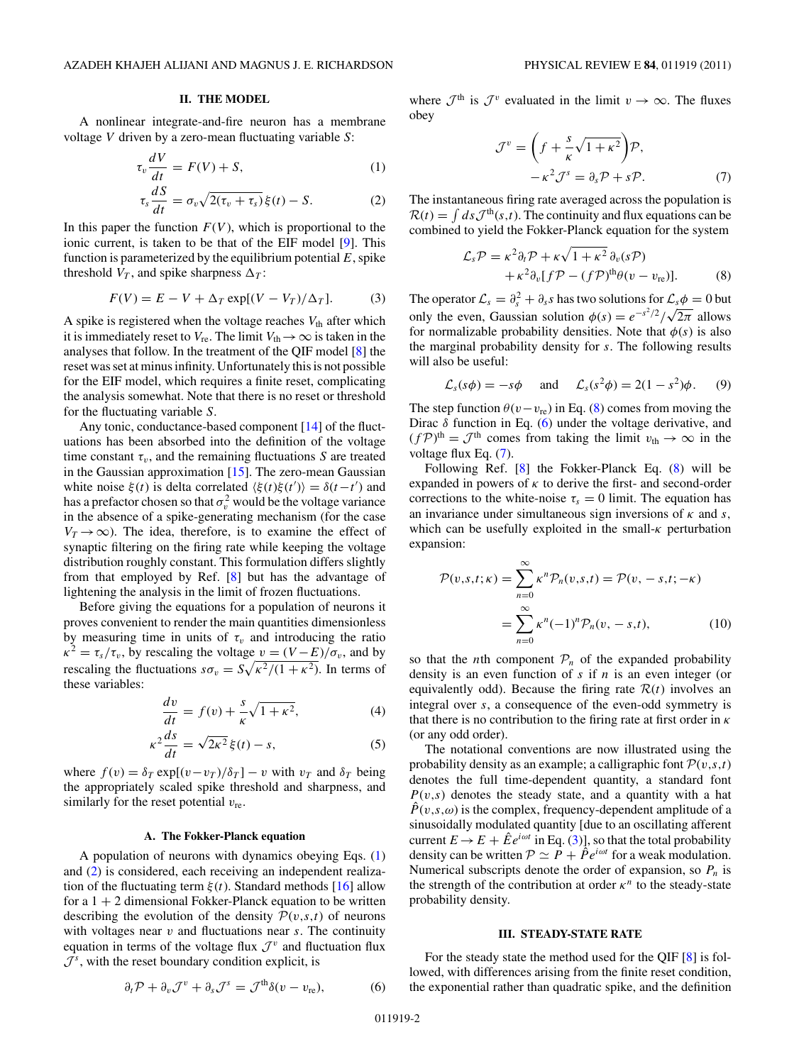## II. THE MODEL

A nonlinear integrate-and-fire neuron has a membrane voltage $V$ driven by a zero-mean fluctuating variable $S$:

$$\tau_v \frac{dV}{dt} = F(V) + S, \tag{1}$$

$$\tau_s \frac{dS}{dt} = \sigma_v \sqrt{2(\tau_v + \tau_s)}\, \xi(t) - S. \tag{2}$$

In this paper the function $F(V)$, which is proportional to the ionic current, is taken to be that of the EIF model [9]. This function is parameterized by the equilibrium potential $E$, spike threshold $V_T$, and spike sharpness $\Delta_T$:

$$F(V) = E - V + \Delta_T \exp[(V - V_T)/\Delta_T]. \tag{3}$$

A spike is registered when the voltage reaches $V_{\text{th}}$ after which it is immediately reset to $V_{\text{re}}$. The limit $V_{\text{th}} \to \infty$ is taken in the analyses that follow. In the treatment of the QIF model [8] the reset was set at minus infinity. Unfortunately this is not possible for the EIF model, which requires a finite reset, complicating the analysis somewhat. Note that there is no reset or threshold for the fluctuating variable $S$.

Any tonic, conductance-based component [14] of the fluctuations has been absorbed into the definition of the voltage time constant $\tau_v$, and the remaining fluctuations $S$ are treated in the Gaussian approximation [15]. The zero-mean Gaussian white noise $\xi(t)$ is delta correlated $\langle \xi(t)\xi(t')\rangle = \delta(t-t')$ and has a prefactor chosen so that $\sigma_v^2$ would be the voltage variance in the absence of a spike-generating mechanism (for the case $V_T \to \infty$). The idea, therefore, is to examine the effect of synaptic filtering on the firing rate while keeping the voltage distribution roughly constant. This formulation differs slightly from that employed by Ref. [8] but has the advantage of lightening the analysis in the limit of frozen fluctuations.

Before giving the equations for a population of neurons it proves convenient to render the main quantities dimensionless by measuring time in units of $\tau_v$ and introducing the ratio $\kappa^2 = \tau_s/\tau_v$, by rescaling the voltage $v = (V - E)/\sigma_v$, and by rescaling the fluctuations $s\sigma_v = S\sqrt{\kappa^2/(1+\kappa^2)}$. In terms of these variables:

$$\frac{dv}{dt} = f(v) + \frac{s}{\kappa}\sqrt{1+\kappa^2}, \tag{4}$$

$$\kappa^2 \frac{ds}{dt} = \sqrt{2\kappa^2}\, \xi(t) - s, \tag{5}$$

where $f(v) = \delta_T \exp[(v - v_T)/\delta_T] - v$ with $v_T$ and $\delta_T$ being the appropriately scaled spike threshold and sharpness, and similarly for the reset potential $v_{\text{re}}$.

### A. The Fokker-Planck equation

A population of neurons with dynamics obeying Eqs. (1) and (2) is considered, each receiving an independent realization of the fluctuating term $\xi(t)$. Standard methods [16] allow for a $1 + 2$ dimensional Fokker-Planck equation to be written describing the evolution of the density $\mathcal{P}(v,s,t)$ of neurons with voltages near $v$ and fluctuations near $s$. The continuity equation in terms of the voltage flux $\mathcal{J}^v$ and fluctuation flux $\mathcal{J}^s$, with the reset boundary condition explicit, is

$$\partial_t \mathcal{P} + \partial_v \mathcal{J}^v + \partial_s \mathcal{J}^s = \mathcal{J}^{\text{th}} \delta(v - v_{\text{re}}), \tag{6}$$

where $\mathcal{J}^{\text{th}}$ is $\mathcal{J}^v$ evaluated in the limit $v \to \infty$. The fluxes obey

$$\mathcal{J}^v = \left(f + \frac{s}{\kappa}\sqrt{1+\kappa^2}\right)\mathcal{P},$$
$$-\kappa^2 \mathcal{J}^s = \partial_s \mathcal{P} + s\mathcal{P}. \tag{7}$$

The instantaneous firing rate averaged across the population is $\mathcal{R}(t) = \int ds\, \mathcal{J}^{\text{th}}(s,t)$. The continuity and flux equations can be combined to yield the Fokker-Planck equation for the system

$$\mathcal{L}_s \mathcal{P} = \kappa^2 \partial_t \mathcal{P} + \kappa\sqrt{1+\kappa^2}\, \partial_v (s\mathcal{P}) + \kappa^2 \partial_v [f\mathcal{P} - (f\mathcal{P})^{\text{th}} \theta(v - v_{\text{re}})]. \tag{8}$$

The operator $\mathcal{L}_s = \partial_s^2 + \partial_s s$ has two solutions for $\mathcal{L}_s \phi = 0$ but only the even, Gaussian solution $\phi(s) = e^{-s^2/2}/\sqrt{2\pi}$ allows for normalizable probability densities. Note that $\phi(s)$ is also the marginal probability density for $s$. The following results will also be useful:

$$\mathcal{L}_s(s\phi) = -s\phi \quad \text{and} \quad \mathcal{L}_s(s^2\phi) = 2(1 - s^2)\phi. \tag{9}$$

The step function $\theta(v - v_{\text{re}})$ in Eq. (8) comes from moving the Dirac $\delta$ function in Eq. (6) under the voltage derivative, and $(f\mathcal{P})^{\text{th}} = \mathcal{J}^{\text{th}}$ comes from taking the limit $v_{\text{th}} \to \infty$ in the voltage flux Eq. (7).

Following Ref. [8] the Fokker-Planck Eq. (8) will be expanded in powers of $\kappa$ to derive the first- and second-order corrections to the white-noise $\tau_s = 0$ limit. The equation has an invariance under simultaneous sign inversions of $\kappa$ and $s$, which can be usefully exploited in the small-$\kappa$ perturbation expansion:

$$\mathcal{P}(v,s,t;\kappa) = \sum_{n=0}^{\infty} \kappa^n \mathcal{P}_n(v,s,t) = \mathcal{P}(v,-s,t;-\kappa)$$
$$= \sum_{n=0}^{\infty} \kappa^n (-1)^n \mathcal{P}_n(v,-s,t), \tag{10}$$

so that the $n$th component $\mathcal{P}_n$ of the expanded probability density is an even function of $s$ if $n$ is an even integer (or equivalently odd). Because the firing rate $\mathcal{R}(t)$ involves an integral over $s$, a consequence of the even-odd symmetry is that there is no contribution to the firing rate at first order in $\kappa$ (or any odd order).

The notational conventions are now illustrated using the probability density as an example; a calligraphic font $\mathcal{P}(v,s,t)$ denotes the full time-dependent quantity, a standard font $P(v,s)$ denotes the steady state, and a quantity with a hat $\hat{P}(v,s,\omega)$ is the complex, frequency-dependent amplitude of a sinusoidally modulated quantity [due to an oscillating afferent current $E \to E + \hat{E}e^{i\omega t}$ in Eq. (3)], so that the total probability density can be written $\mathcal{P} \simeq P + \hat{P}e^{i\omega t}$ for a weak modulation. Numerical subscripts denote the order of expansion, so $P_n$ is the strength of the contribution at order $\kappa^n$ to the steady-state probability density.

## III. STEADY-STATE RATE

For the steady state the method used for the QIF [8] is followed, with differences arising from the finite reset condition, the exponential rather than quadratic spike, and the definition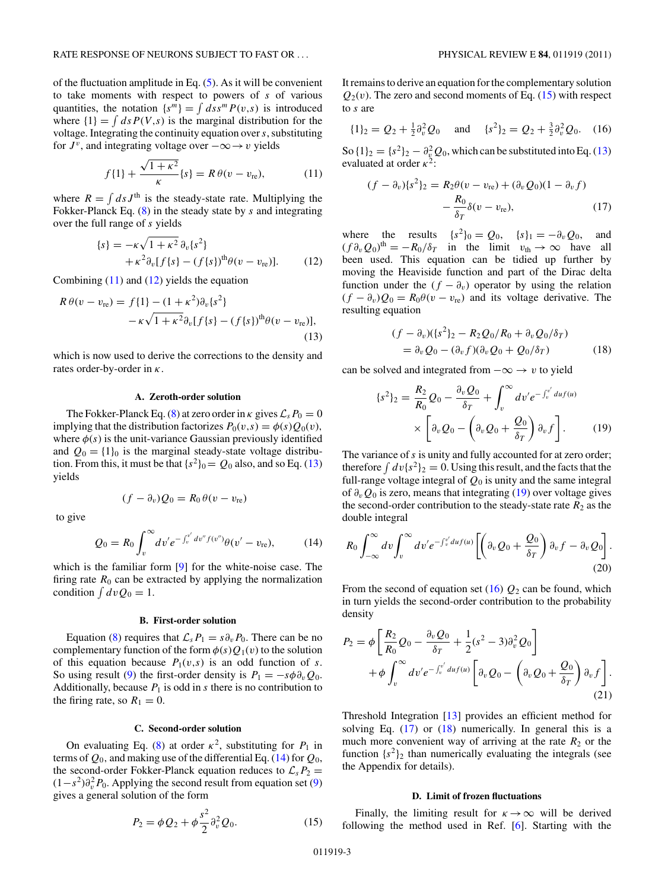of the fluctuation amplitude in Eq. (5). As it will be convenient to take moments with respect to powers of $s$ of various quantities, the notation $\{s^m\} = \int ds s^m P(v,s)$ is introduced where $\{1\} = \int ds P(V,s)$ is the marginal distribution for the voltage. Integrating the continuity equation over $s$, substituting for $J^v$, and integrating voltage over $-\infty \to v$ yields

$$f\{1\} + \frac{\sqrt{1+\kappa^2}}{\kappa}\{s\} = R\,\theta(v - v_{\rm re}), \tag{11}$$

where $R = \int ds J^{\rm th}$ is the steady-state rate. Multiplying the Fokker-Planck Eq. (8) in the steady state by $s$ and integrating over the full range of $s$ yields

$$\{s\} = -\kappa\sqrt{1+\kappa^2}\,\partial_v\{s^2\} + \kappa^2\partial_v[f\{s\} - (f\{s\})^{\rm th}\theta(v - v_{\rm re})]. \tag{12}$$

Combining (11) and (12) yields the equation

$$R\,\theta(v - v_{\rm re}) = f\{1\} - (1+\kappa^2)\partial_v\{s^2\} - \kappa\sqrt{1+\kappa^2}\partial_v[f\{s\} - (f\{s\})^{\rm th}\theta(v - v_{\rm re})], \tag{13}$$

which is now used to derive the corrections to the density and rates order-by-order in $\kappa$.

### A. Zeroth-order solution

The Fokker-Planck Eq. (8) at zero order in $\kappa$ gives $\mathcal{L}_s P_0 = 0$ implying that the distribution factorizes $P_0(v,s) = \phi(s)Q_0(v)$, where $\phi(s)$ is the unit-variance Gaussian previously identified and $Q_0 = \{1\}_0$ is the marginal steady-state voltage distribution. From this, it must be that $\{s^2\}_0 = Q_0$ also, and so Eq. (13) yields

$$(f - \partial_v)Q_0 = R_0\,\theta(v - v_{\rm re})$$

to give

$$Q_0 = R_0\int_v^\infty dv' e^{-\int_v^{v'} dv'' f(v'')}\theta(v' - v_{\rm re}), \tag{14}$$

which is the familiar form [9] for the white-noise case. The firing rate $R_0$ can be extracted by applying the normalization condition $\int dv Q_0 = 1$.

### B. First-order solution

Equation (8) requires that $\mathcal{L}_s P_1 = s\partial_v P_0$. There can be no complementary function of the form $\phi(s)Q_1(v)$ to the solution of this equation because $P_1(v,s)$ is an odd function of $s$. So using result (9) the first-order density is $P_1 = -s\phi\partial_v Q_0$. Additionally, because $P_1$ is odd in $s$ there is no contribution to the firing rate, so $R_1 = 0$.

### C. Second-order solution

On evaluating Eq. (8) at order $\kappa^2$, substituting for $P_1$ in terms of $Q_0$, and making use of the differential Eq. (14) for $Q_0$, the second-order Fokker-Planck equation reduces to $\mathcal{L}_s P_2 = (1-s^2)\partial_v^2 P_0$. Applying the second result from equation set (9) gives a general solution of the form

$$P_2 = \phi Q_2 + \phi\frac{s^2}{2}\partial_v^2 Q_0. \tag{15}$$

It remains to derive an equation for the complementary solution $Q_2(v)$. The zero and second moments of Eq. (15) with respect to $s$ are

$$\{1\}_2 = Q_2 + \tfrac{1}{2}\partial_v^2 Q_0 \quad \text{and} \quad \{s^2\}_2 = Q_2 + \tfrac{3}{2}\partial_v^2 Q_0. \tag{16}$$

So $\{1\}_2 = \{s^2\}_2 - \partial_v^2 Q_0$, which can be substituted into Eq. (13) evaluated at order $\kappa^2$:

$$(f - \partial_v)\{s^2\}_2 = R_2\theta(v - v_{\rm re}) + (\partial_v Q_0)(1 - \partial_v f) - \frac{R_0}{\delta_T}\delta(v - v_{\rm re}), \tag{17}$$

where the results $\{s^2\}_0 = Q_0$, $\{s\}_1 = -\partial_v Q_0$, and $(f\partial_v Q_0)^{\rm th} = -R_0/\delta_T$ in the limit $v_{\rm th} \to \infty$ have all been used. This equation can be tidied up further by moving the Heaviside function and part of the Dirac delta function under the $(f - \partial_v)$ operator by using the relation $(f - \partial_v)Q_0 = R_0\theta(v - v_{\rm re})$ and its voltage derivative. The resulting equation

$$(f - \partial_v)(\{s^2\}_2 - R_2 Q_0/R_0 + \partial_v Q_0/\delta_T) = \partial_v Q_0 - (\partial_v f)(\partial_v Q_0 + Q_0/\delta_T) \tag{18}$$

can be solved and integrated from $-\infty \to v$ to yield

$$\{s^2\}_2 = \frac{R_2}{R_0}Q_0 - \frac{\partial_v Q_0}{\delta_T} + \int_v^\infty dv' e^{-\int_v^{v'} du f(u)} \times \left[\partial_v Q_0 - \left(\partial_v Q_0 + \frac{Q_0}{\delta_T}\right)\partial_v f\right]. \tag{19}$$

The variance of $s$ is unity and fully accounted for at zero order; therefore $\int dv\{s^2\}_2 = 0$. Using this result, and the facts that the full-range voltage integral of $Q_0$ is unity and the same integral of $\partial_v Q_0$ is zero, means that integrating (19) over voltage gives the second-order contribution to the steady-state rate $R_2$ as the double integral

$$R_0\int_{-\infty}^\infty dv\int_v^\infty dv' e^{-\int_v^{v'} du f(u)}\left[\left(\partial_v Q_0 + \frac{Q_0}{\delta_T}\right)\partial_v f - \partial_v Q_0\right]. \tag{20}$$

From the second of equation set (16) $Q_2$ can be found, which in turn yields the second-order contribution to the probability density

$$P_2 = \phi\left[\frac{R_2}{R_0}Q_0 - \frac{\partial_v Q_0}{\delta_T} + \frac{1}{2}(s^2 - 3)\partial_v^2 Q_0\right] + \phi\int_v^\infty dv' e^{-\int_v^{v'} du f(u)}\left[\partial_v Q_0 - \left(\partial_v Q_0 + \frac{Q_0}{\delta_T}\right)\partial_v f\right]. \tag{21}$$

Threshold Integration [13] provides an efficient method for solving Eq. (17) or (18) numerically. In general this is a much more convenient way of arriving at the rate $R_2$ or the function $\{s^2\}_2$ than numerically evaluating the integrals (see the Appendix for details).

### D. Limit of frozen fluctuations

Finally, the limiting result for $\kappa \to \infty$ will be derived following the method used in Ref. [6]. Starting with the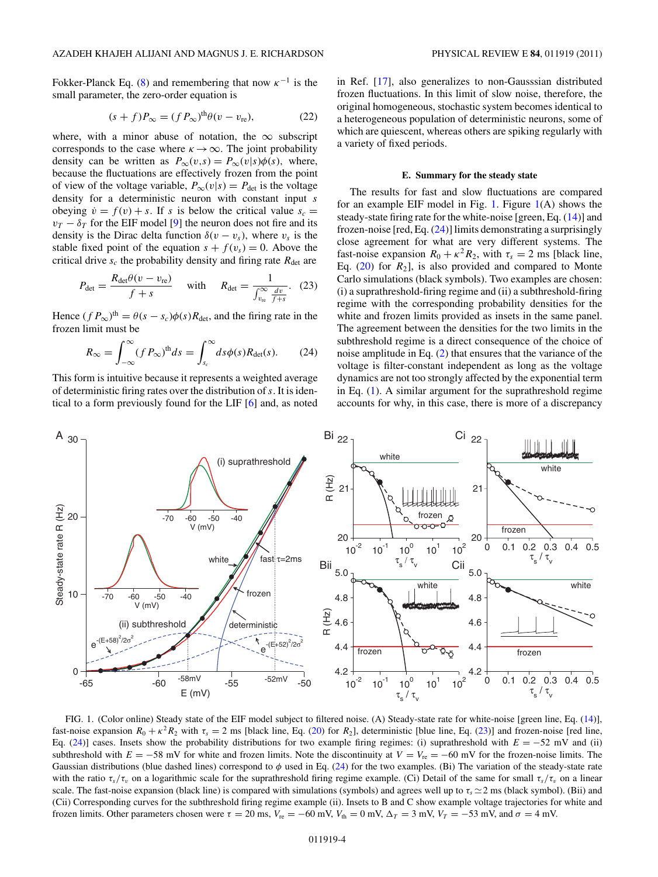Fokker-Planck Eq. (8) and remembering that now $\kappa^{-1}$ is the small parameter, the zero-order equation is

$$(s+f)P_\infty = (fP_\infty)^{\text{th}}\theta(v-v_{\text{re}}), \tag{22}$$

where, with a minor abuse of notation, the $\infty$ subscript corresponds to the case where $\kappa \to \infty$. The joint probability density can be written as $P_\infty(v,s) = P_\infty(v|s)\phi(s)$, where, because the fluctuations are effectively frozen from the point of view of the voltage variable, $P_\infty(v|s) = P_{\text{det}}$ is the voltage density for a deterministic neuron with constant input $s$ obeying $\dot{v} = f(v) + s$. If $s$ is below the critical value $s_c = v_T - \delta_T$ for the EIF model [9] the neuron does not fire and its density is the Dirac delta function $\delta(v - v_s)$, where $v_s$ is the stable fixed point of the equation $s + f(v_s) = 0$. Above the critical drive $s_c$ the probability density and firing rate $R_{\text{det}}$ are

$$P_{\text{det}} = \frac{R_{\text{det}}\theta(v-v_{\text{re}})}{f+s} \quad \text{with} \quad R_{\text{det}} = \frac{1}{\int_{v_{\text{re}}}^{\infty}\frac{dv}{f+s}}. \tag{23}$$

Hence $(fP_\infty)^{\text{th}} = \theta(s-s_c)\phi(s)R_{\text{det}}$, and the firing rate in the frozen limit must be

$$R_\infty = \int_{-\infty}^{\infty}(fP_\infty)^{\text{th}}ds = \int_{s_c}^{\infty}ds\phi(s)R_{\text{det}}(s). \tag{24}$$

This form is intuitive because it represents a weighted average of deterministic firing rates over the distribution of $s$. It is identical to a form previously found for the LIF [6] and, as noted in Ref. [17], also generalizes to non-Gausssian distributed frozen fluctuations. In this limit of slow noise, therefore, the original homogeneous, stochastic system becomes identical to a heterogeneous population of deterministic neurons, some of which are quiescent, whereas others are spiking regularly with a variety of fixed periods.

### E. Summary for the steady state

The results for fast and slow fluctuations are compared for an example EIF model in Fig. 1. Figure 1(A) shows the steady-state firing rate for the white-noise [green, Eq. (14)] and frozen-noise [red, Eq. (24)] limits demonstrating a surprisingly close agreement for what are very different systems. The fast-noise expansion $R_0 + \kappa^2 R_2$, with $\tau_s = 2$ ms [black line, Eq. (20) for $R_2$], is also provided and compared to Monte Carlo simulations (black symbols). Two examples are chosen: (i) a suprathreshold-firing regime and (ii) a subthreshold-firing regime with the corresponding probability densities for the white and frozen limits provided as insets in the same panel. The agreement between the densities for the two limits in the subthreshold regime is a direct consequence of the choice of noise amplitude in Eq. (2) that ensures that the variance of the voltage is filter-constant independent as long as the voltage dynamics are not too strongly affected by the exponential term in Eq. (1). A similar argument for the suprathreshold regime accounts for why, in this case, there is more of a discrepancy

FIG. 1. (Color online) Steady state of the EIF model subject to filtered noise. (A) Steady-state rate for white-noise [green line, Eq. (14)], fast-noise expansion $R_0 + \kappa^2 R_2$ with $\tau_s = 2$ ms [black line, Eq. (20) for $R_2$], deterministic [blue line, Eq. (23)] and frozen-noise [red line, Eq. (24)] cases. Insets show the probability distributions for two example firing regimes: (i) suprathreshold with $E = -52$ mV and (ii) subthreshold with $E = -58$ mV for white and frozen limits. Note the discontinuity at $V = V_{\text{re}} = -60$ mV for the frozen-noise limits. The Gaussian distributions (blue dashed lines) correspond to $\phi$ used in Eq. (24) for the two examples. (Bi) The variation of the steady-state rate with the ratio $\tau_s/\tau_v$ on a logarithmic scale for the suprathreshold firing regime example. (Ci) Detail of the same for small $\tau_s/\tau_v$ on a linear scale. The fast-noise expansion (black line) is compared with simulations (symbols) and agrees well up to $\tau_s \simeq 2$ ms (black symbol). (Bii) and (Cii) Corresponding curves for the subthreshold firing regime example (ii). Insets to B and C show example voltage trajectories for white and frozen limits. Other parameters chosen were $\tau = 20$ ms, $V_{\text{re}} = -60$ mV, $V_{\text{th}} = 0$ mV, $\Delta_T = 3$ mV, $V_T = -53$ mV, and $\sigma = 4$ mV.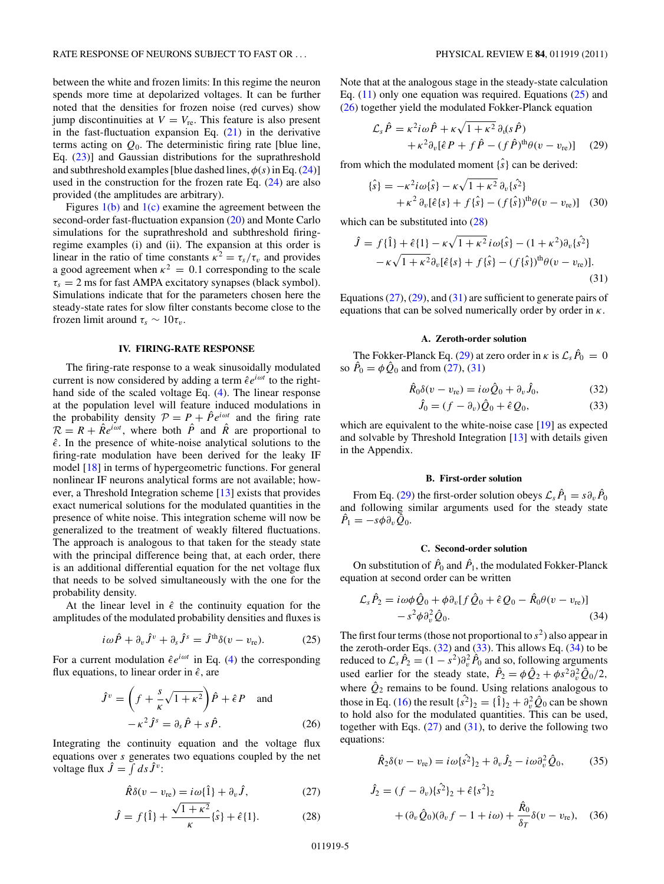between the white and frozen limits: In this regime the neuron spends more time at depolarized voltages. It can be further noted that the densities for frozen noise (red curves) show jump discontinuities at $V = V_{\rm re}$. This feature is also present in the fast-fluctuation expansion Eq. (21) in the derivative terms acting on $Q_0$. The deterministic firing rate [blue line, Eq. (23)] and Gaussian distributions for the suprathreshold and subthreshold examples [blue dashed lines, $\phi(s)$ in Eq. (24)] used in the construction for the frozen rate Eq. (24) are also provided (the amplitudes are arbitrary).

Figures 1(b) and 1(c) examine the agreement between the second-order fast-fluctuation expansion (20) and Monte Carlo simulations for the suprathreshold and subthreshold firing-regime examples (i) and (ii). The expansion at this order is linear in the ratio of time constants $\kappa^2 = \tau_s/\tau_v$ and provides a good agreement when $\kappa^2 = 0.1$ corresponding to the scale $\tau_s = 2$ ms for fast AMPA excitatory synapses (black symbol). Simulations indicate that for the parameters chosen here the steady-state rates for slow filter constants become close to the frozen limit around $\tau_s \sim 10\tau_v$.

## IV. FIRING-RATE RESPONSE

The firing-rate response to a weak sinusoidally modulated current is now considered by adding a term $\hat{\epsilon} e^{i\omega t}$ to the right-hand side of the scaled voltage Eq. (4). The linear response at the population level will feature induced modulations in the probability density $\mathcal{P} = P + \hat{P}e^{i\omega t}$ and the firing rate $\mathcal{R} = R + \hat{R}e^{i\omega t}$, where both $\hat{P}$ and $\hat{R}$ are proportional to $\hat{\epsilon}$. In the presence of white-noise analytical solutions to the firing-rate modulation have been derived for the leaky IF model [18] in terms of hypergeometric functions. For general nonlinear IF neurons analytical forms are not available; however, a Threshold Integration scheme [13] exists that provides exact numerical solutions for the modulated quantities in the presence of white noise. This integration scheme will now be generalized to the treatment of weakly filtered fluctuations. The approach is analogous to that taken for the steady state with the principal difference being that, at each order, there is an additional differential equation for the net voltage flux that needs to be solved simultaneously with the one for the probability density.

At the linear level in $\hat{\epsilon}$ the continuity equation for the amplitudes of the modulated probability densities and fluxes is

$$i\omega\hat{P} + \partial_v\hat{J}^v + \partial_s\hat{J}^s = \hat{J}^{\rm th}\delta(v - v_{\rm re}). \tag{25}$$

For a current modulation $\hat{\epsilon}e^{i\omega t}$ in Eq. (4) the corresponding flux equations, to linear order in $\hat{\epsilon}$, are

$$\hat{J}^v = \left(f + \frac{s}{\kappa}\sqrt{1+\kappa^2}\right)\hat{P} + \hat{\epsilon}P \quad \text{and}$$
$$-\kappa^2\hat{J}^s = \partial_s\hat{P} + s\hat{P}. \tag{26}$$

Integrating the continuity equation and the voltage flux equations over $s$ generates two equations coupled by the net voltage flux $\hat{J} = \int ds \hat{J}^v$:

$$\hat{R}\delta(v - v_{\rm re}) = i\omega\{\hat{1}\} + \partial_v\hat{J}, \tag{27}$$

$$\hat{J} = f\{\hat{1}\} + \frac{\sqrt{1+\kappa^2}}{\kappa}\{\hat{s}\} + \hat{\epsilon}\{1\}. \tag{28}$$

Note that at the analogous stage in the steady-state calculation Eq. (11) only one equation was required. Equations (25) and (26) together yield the modulated Fokker-Planck equation

$$\mathcal{L}_s\hat{P} = \kappa^2 i\omega\hat{P} + \kappa\sqrt{1+\kappa^2}\,\partial_s(s\hat{P}) + \kappa^2\partial_v[\hat{\epsilon}P + f\hat{P} - (f\hat{P})^{\rm th}\theta(v - v_{\rm re})] \tag{29}$$

from which the modulated moment $\{\hat{s}\}$ can be derived:

$$\{\hat{s}\} = -\kappa^2 i\omega\{\hat{s}\} - \kappa\sqrt{1+\kappa^2}\,\partial_v\{\hat{s^2}\} + \kappa^2\,\partial_v[\hat{\epsilon}\{s\} + f\{\hat{s}\} - (f\{\hat{s}\})^{\rm th}\theta(v - v_{\rm re})] \tag{30}$$

which can be substituted into (28)

$$\hat{J} = f\{\hat{1}\} + \hat{\epsilon}\{1\} - \kappa\sqrt{1+\kappa^2}\,i\omega\{\hat{s}\} - (1+\kappa^2)\partial_v\{\hat{s^2}\} - \kappa\sqrt{1+\kappa^2}\partial_v[\hat{\epsilon}\{s\} + f\{\hat{s}\} - (f\{\hat{s}\})^{\rm th}\theta(v - v_{\rm re})]. \tag{31}$$

Equations (27), (29), and (31) are sufficient to generate pairs of equations that can be solved numerically order by order in $\kappa$.

### A. Zeroth-order solution

The Fokker-Planck Eq. (29) at zero order in $\kappa$ is $\mathcal{L}_s\hat{P}_0 = 0$ so $\hat{P}_0 = \phi\hat{Q}_0$ and from (27), (31)

$$\hat{R}_0\delta(v - v_{\rm re}) = i\omega\hat{Q}_0 + \partial_v\hat{J}_0, \tag{32}$$

$$\hat{J}_0 = (f - \partial_v)\hat{Q}_0 + \hat{\epsilon}Q_0, \tag{33}$$

which are equivalent to the white-noise case [19] as expected and solvable by Threshold Integration [13] with details given in the Appendix.

### B. First-order solution

From Eq. (29) the first-order solution obeys $\mathcal{L}_s\hat{P}_1 = s\partial_v\hat{P}_0$ and following similar arguments used for the steady state $\hat{P}_1 = -s\phi\partial_v\hat{Q}_0$.

### C. Second-order solution

On substitution of $\hat{P}_0$ and $\hat{P}_1$, the modulated Fokker-Planck equation at second order can be written

$$\mathcal{L}_s\hat{P}_2 = i\omega\phi\hat{Q}_0 + \phi\partial_v[f\hat{Q}_0 + \hat{\epsilon}Q_0 - \hat{R}_0\theta(v - v_{\rm re})] - s^2\phi\partial_v^2\hat{Q}_0. \tag{34}$$

The first four terms (those not proportional to $s^2$) also appear in the zeroth-order Eqs. (32) and (33). This allows Eq. (34) to be reduced to $\mathcal{L}_s\hat{P}_2 = (1 - s^2)\partial_v^2\hat{P}_0$ and so, following arguments used earlier for the steady state, $\hat{P}_2 = \phi\hat{Q}_2 + \phi s^2\partial_v^2\hat{Q}_0/2$, where $\hat{Q}_2$ remains to be found. Using relations analogous to those in Eq. (16) the result $\{\hat{s^2}\}_2 = \{\hat{1}\}_2 + \partial_v^2\hat{Q}_0$ can be shown to hold also for the modulated quantities. This can be used, together with Eqs. (27) and (31), to derive the following two equations:

$$\hat{R}_2\delta(v - v_{\rm re}) = i\omega\{\hat{s^2}\}_2 + \partial_v\hat{J}_2 - i\omega\partial_v^2\hat{Q}_0, \tag{35}$$

$$\hat{J}_2 = (f - \partial_v)\{\hat{s^2}\}_2 + \hat{\epsilon}\{s^2\}_2 + (\partial_v\hat{Q}_0)(\partial_v f - 1 + i\omega) + \frac{\hat{R}_0}{\delta_T}\delta(v - v_{\rm re}), \tag{36}$$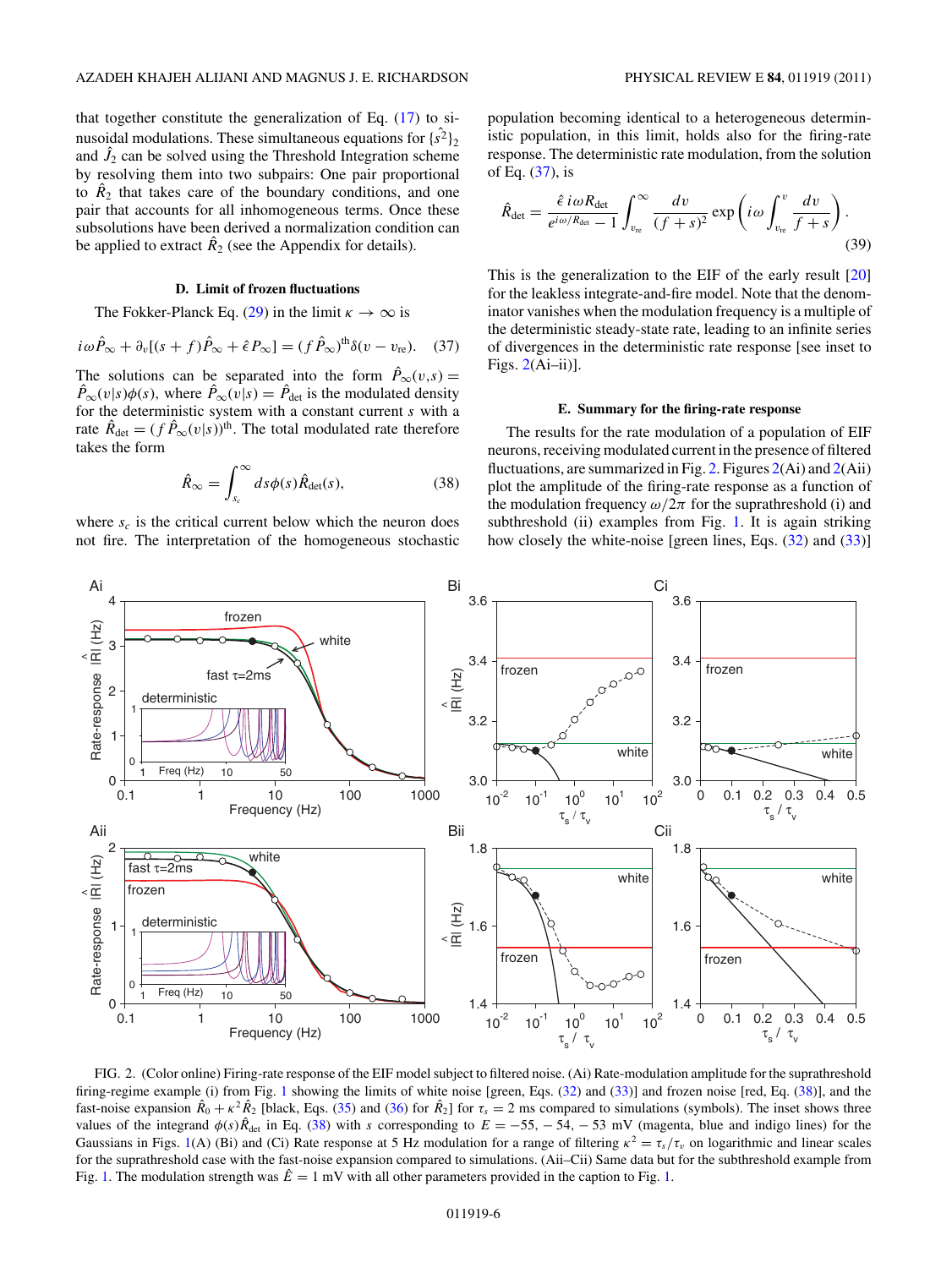that together constitute the generalization of Eq. (17) to sinusoidal modulations. These simultaneous equations for $\{\hat{s}^2\}_2$ and $\hat{J}_2$ can be solved using the Threshold Integration scheme by resolving them into two subpairs: One pair proportional to $\hat{R}_2$ that takes care of the boundary conditions, and one pair that accounts for all inhomogeneous terms. Once these subsolutions have been derived a normalization condition can be applied to extract $\hat{R}_2$ (see the Appendix for details).

### D. Limit of frozen fluctuations

The Fokker-Planck Eq. (29) in the limit $\kappa \to \infty$ is

$$i\omega \hat{P}_\infty + \partial_v[(s+f)\hat{P}_\infty + \hat{\epsilon}P_\infty] = (f\hat{P}_\infty)^{\text{th}}\delta(v - v_{\text{re}}). \quad (37)$$

The solutions can be separated into the form $\hat{P}_\infty(v,s) = \hat{P}_\infty(v|s)\phi(s)$, where $\hat{P}_\infty(v|s) = \hat{P}_{\text{det}}$ is the modulated density for the deterministic system with a constant current $s$ with a rate $\hat{R}_{\text{det}} = (f\hat{P}_\infty(v|s))^{\text{th}}$. The total modulated rate therefore takes the form

$$\hat{R}_\infty = \int_{s_c}^{\infty} ds\,\phi(s)\hat{R}_{\text{det}}(s), \quad (38)$$

where $s_c$ is the critical current below which the neuron does not fire. The interpretation of the homogeneous stochastic population becoming identical to a heterogeneous deterministic population, in this limit, holds also for the firing-rate response. The deterministic rate modulation, from the solution of Eq. (37), is

$$\hat{R}_{\text{det}} = \frac{\hat{\epsilon}\, i\omega R_{\text{det}}}{e^{i\omega/R_{\text{det}}} - 1}\int_{v_{\text{re}}}^{\infty}\frac{dv}{(f+s)^2}\exp\left(i\omega\int_{v_{\text{re}}}^{v}\frac{dv}{f+s}\right). \quad (39)$$

This is the generalization to the EIF of the early result [20] for the leakless integrate-and-fire model. Note that the denominator vanishes when the modulation frequency is a multiple of the deterministic steady-state rate, leading to an infinite series of divergences in the deterministic rate response [see inset to Figs. 2(Ai–ii)].

### E. Summary for the firing-rate response

The results for the rate modulation of a population of EIF neurons, receiving modulated current in the presence of filtered fluctuations, are summarized in Fig. 2. Figures 2(Ai) and 2(Aii) plot the amplitude of the firing-rate response as a function of the modulation frequency $\omega/2\pi$ for the suprathreshold (i) and subthreshold (ii) examples from Fig. 1. It is again striking how closely the white-noise [green lines, Eqs. (32) and (33)]

FIG. 2. (Color online) Firing-rate response of the EIF model subject to filtered noise. (Ai) Rate-modulation amplitude for the suprathreshold firing-regime example (i) from Fig. 1 showing the limits of white noise [green, Eqs. (32) and (33)] and frozen noise [red, Eq. (38)], and the fast-noise expansion $\hat{R}_0 + \kappa^2\hat{R}_2$ [black, Eqs. (35) and (36) for $\hat{R}_2$] for $\tau_s = 2$ ms compared to simulations (symbols). The inset shows three values of the integrand $\phi(s)\hat{R}_{\text{det}}$ in Eq. (38) with $s$ corresponding to $E = -55, -54, -53$ mV (magenta, blue and indigo lines) for the Gaussians in Figs. 1(A) (Bi) and (Ci) Rate response at 5 Hz modulation for a range of filtering $\kappa^2 = \tau_s/\tau_v$ on logarithmic and linear scales for the suprathreshold case with the fast-noise expansion compared to simulations. (Aii–Cii) Same data but for the subthreshold example from Fig. 1. The modulation strength was $\hat{E} = 1$ mV with all other parameters provided in the caption to Fig. 1.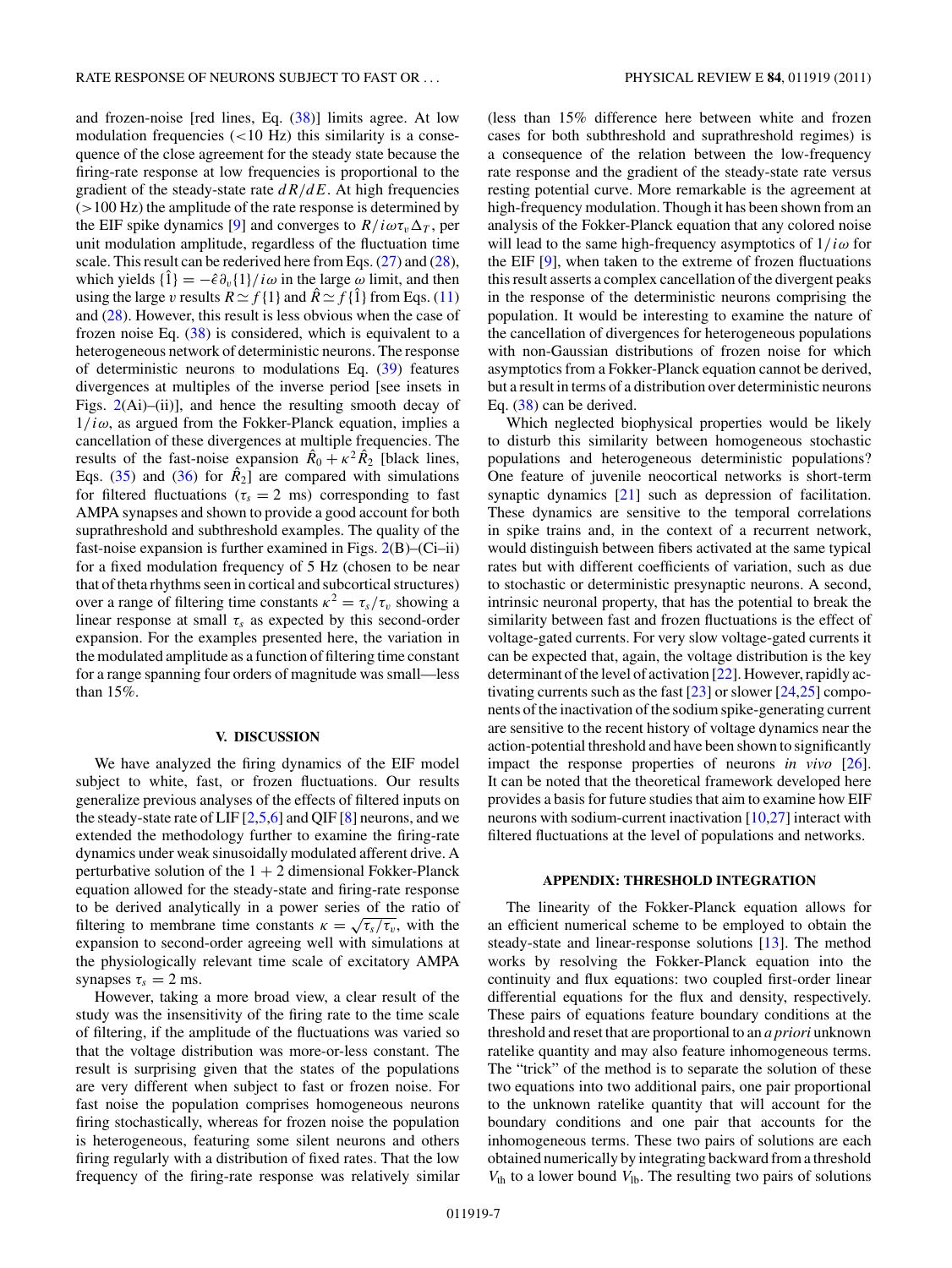and frozen-noise [red lines, Eq. (38)] limits agree. At low modulation frequencies ($<$10 Hz) this similarity is a consequence of the close agreement for the steady state because the firing-rate response at low frequencies is proportional to the gradient of the steady-state rate $dR/dE$. At high frequencies ($>$100 Hz) the amplitude of the rate response is determined by the EIF spike dynamics [9] and converges to $R/i\omega\tau_v\Delta_T$, per unit modulation amplitude, regardless of the fluctuation time scale. This result can be rederived here from Eqs. (27) and (28), which yields $\{\hat{1}\} = -\hat{\epsilon}\partial_v\{1\}/i\omega$ in the large $\omega$ limit, and then using the large $v$ results $R \simeq f\{1\}$ and $\hat{R} \simeq f\{\hat{1}\}$ from Eqs. (11) and (28). However, this result is less obvious when the case of frozen noise Eq. (38) is considered, which is equivalent to a heterogeneous network of deterministic neurons. The response of deterministic neurons to modulations Eq. (39) features divergences at multiples of the inverse period [see insets in Figs. 2(Ai)–(ii)], and hence the resulting smooth decay of $1/i\omega$, as argued from the Fokker-Planck equation, implies a cancellation of these divergences at multiple frequencies. The results of the fast-noise expansion $\hat{R}_0 + \kappa^2\hat{R}_2$ [black lines, Eqs. (35) and (36) for $\hat{R}_2$] are compared with simulations for filtered fluctuations ($\tau_s = 2$ ms) corresponding to fast AMPA synapses and shown to provide a good account for both suprathreshold and subthreshold examples. The quality of the fast-noise expansion is further examined in Figs. 2(B)–(Ci–ii) for a fixed modulation frequency of 5 Hz (chosen to be near that of theta rhythms seen in cortical and subcortical structures) over a range of filtering time constants $\kappa^2 = \tau_s/\tau_v$ showing a linear response at small $\tau_s$ as expected by this second-order expansion. For the examples presented here, the variation in the modulated amplitude as a function of filtering time constant for a range spanning four orders of magnitude was small—less than 15%.

## V. DISCUSSION

We have analyzed the firing dynamics of the EIF model subject to white, fast, or frozen fluctuations. Our results generalize previous analyses of the effects of filtered inputs on the steady-state rate of LIF [2,5,6] and QIF [8] neurons, and we extended the methodology further to examine the firing-rate dynamics under weak sinusoidally modulated afferent drive. A perturbative solution of the $1+2$ dimensional Fokker-Planck equation allowed for the steady-state and firing-rate response to be derived analytically in a power series of the ratio of filtering to membrane time constants $\kappa = \sqrt{\tau_s/\tau_v}$, with the expansion to second-order agreeing well with simulations at the physiologically relevant time scale of excitatory AMPA synapses $\tau_s = 2$ ms.

However, taking a more broad view, a clear result of the study was the insensitivity of the firing rate to the time scale of filtering, if the amplitude of the fluctuations was varied so that the voltage distribution was more-or-less constant. The result is surprising given that the states of the populations are very different when subject to fast or frozen noise. For fast noise the population comprises homogeneous neurons firing stochastically, whereas for frozen noise the population is heterogeneous, featuring some silent neurons and others firing regularly with a distribution of fixed rates. That the low frequency of the firing-rate response was relatively similar (less than 15% difference here between white and frozen cases for both subthreshold and suprathreshold regimes) is a consequence of the relation between the low-frequency rate response and the gradient of the steady-state rate versus resting potential curve. More remarkable is the agreement at high-frequency modulation. Though it has been shown from an analysis of the Fokker-Planck equation that any colored noise will lead to the same high-frequency asymptotics of $1/i\omega$ for the EIF [9], when taken to the extreme of frozen fluctuations this result asserts a complex cancellation of the divergent peaks in the response of the deterministic neurons comprising the population. It would be interesting to examine the nature of the cancellation of divergences for heterogeneous populations with non-Gaussian distributions of frozen noise for which asymptotics from a Fokker-Planck equation cannot be derived, but a result in terms of a distribution over deterministic neurons Eq. (38) can be derived.

Which neglected biophysical properties would be likely to disturb this similarity between homogeneous stochastic populations and heterogeneous deterministic populations? One feature of juvenile neocortical networks is short-term synaptic dynamics [21] such as depression of facilitation. These dynamics are sensitive to the temporal correlations in spike trains and, in the context of a recurrent network, would distinguish between fibers activated at the same typical rates but with different coefficients of variation, such as due to stochastic or deterministic presynaptic neurons. A second, intrinsic neuronal property, that has the potential to break the similarity between fast and frozen fluctuations is the effect of voltage-gated currents. For very slow voltage-gated currents it can be expected that, again, the voltage distribution is the key determinant of the level of activation [22]. However, rapidly activating currents such as the fast [23] or slower [24,25] components of the inactivation of the sodium spike-generating current are sensitive to the recent history of voltage dynamics near the action-potential threshold and have been shown to significantly impact the response properties of neurons *in vivo* [26]. It can be noted that the theoretical framework developed here provides a basis for future studies that aim to examine how EIF neurons with sodium-current inactivation [10,27] interact with filtered fluctuations at the level of populations and networks.

## APPENDIX: THRESHOLD INTEGRATION

The linearity of the Fokker-Planck equation allows for an efficient numerical scheme to be employed to obtain the steady-state and linear-response solutions [13]. The method works by resolving the Fokker-Planck equation into the continuity and flux equations: two coupled first-order linear differential equations for the flux and density, respectively. These pairs of equations feature boundary conditions at the threshold and reset that are proportional to an *a priori* unknown ratelike quantity and may also feature inhomogeneous terms. The "trick" of the method is to separate the solution of these two equations into two additional pairs, one pair proportional to the unknown ratelike quantity that will account for the boundary conditions and one pair that accounts for the inhomogeneous terms. These two pairs of solutions are each obtained numerically by integrating backward from a threshold $V_{\rm th}$ to a lower bound $V_{\rm lb}$. The resulting two pairs of solutions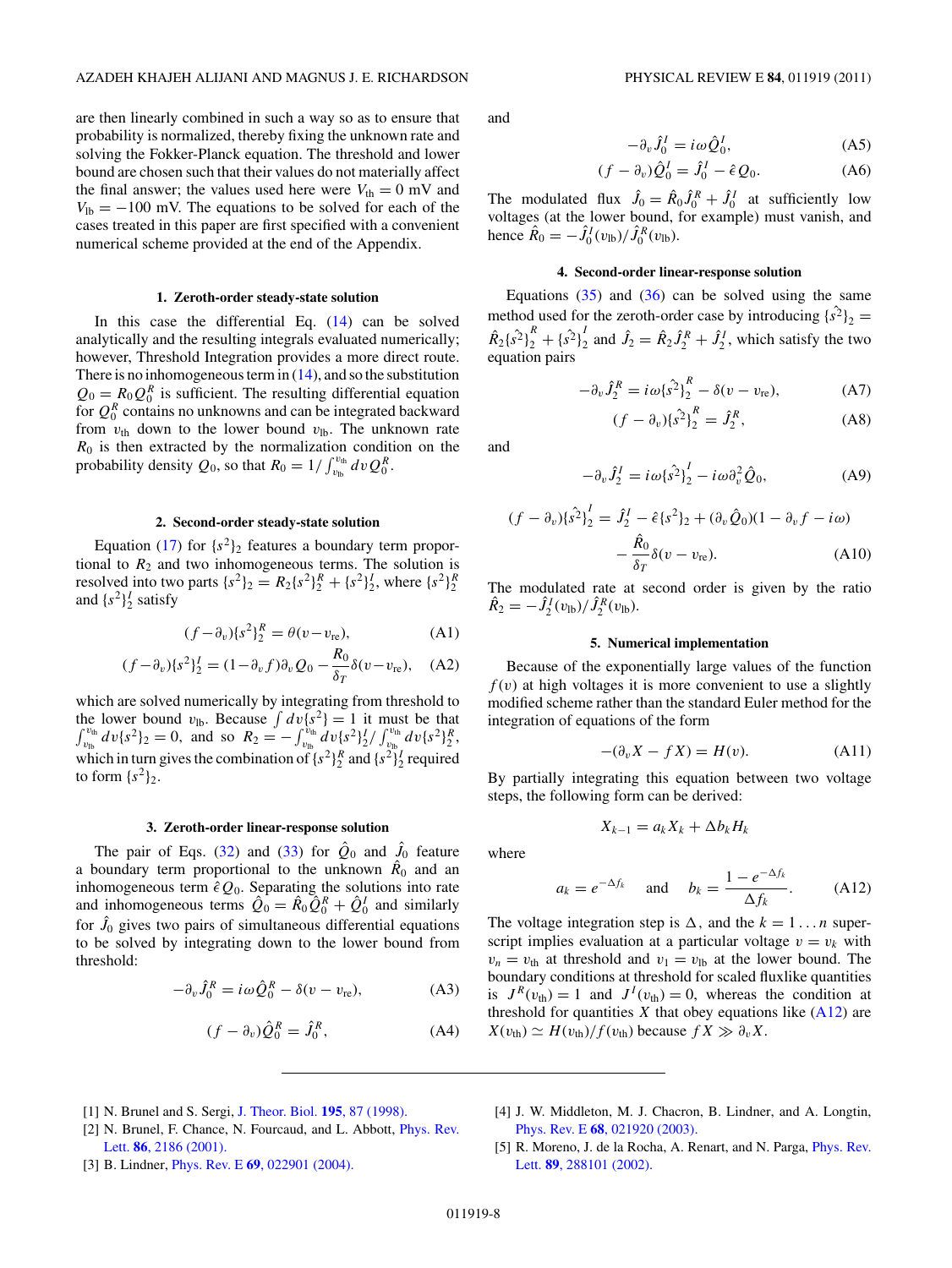are then linearly combined in such a way so as to ensure that probability is normalized, thereby fixing the unknown rate and solving the Fokker-Planck equation. The threshold and lower bound are chosen such that their values do not materially affect the final answer; the values used here were $V_{\rm th} = 0$ mV and $V_{\rm lb} = -100$ mV. The equations to be solved for each of the cases treated in this paper are first specified with a convenient numerical scheme provided at the end of the Appendix.

### 1. Zeroth-order steady-state solution

In this case the differential Eq. (14) can be solved analytically and the resulting integrals evaluated numerically; however, Threshold Integration provides a more direct route. There is no inhomogeneous term in (14), and so the substitution $Q_0 = R_0 Q_0^R$ is sufficient. The resulting differential equation for $Q_0^R$ contains no unknowns and can be integrated backward from $v_{\rm th}$ down to the lower bound $v_{\rm lb}$. The unknown rate $R_0$ is then extracted by the normalization condition on the probability density $Q_0$, so that $R_0 = 1/\int_{v_{\rm lb}}^{v_{\rm th}} dv Q_0^R$.

### 2. Second-order steady-state solution

Equation (17) for $\{s^2\}_2$ features a boundary term proportional to $R_2$ and two inhomogeneous terms. The solution is resolved into two parts $\{s^2\}_2 = R_2\{s^2\}_2^R + \{s^2\}_2^I$, where $\{s^2\}_2^R$ and $\{s^2\}_2^I$ satisfy

$$(f - \partial_v)\{s^2\}_2^R = \theta(v - v_{\rm re}), \tag{A1}$$

$$(f - \partial_v)\{s^2\}_2^I = (1 - \partial_v f)\partial_v Q_0 - \frac{R_0}{\delta_T}\delta(v - v_{\rm re}), \tag{A2}$$

which are solved numerically by integrating from threshold to the lower bound $v_{\rm lb}$. Because $\int dv\{s^2\} = 1$ it must be that $\int_{v_{\rm lb}}^{v_{\rm th}} dv\{s^2\}_2 = 0$, and so $R_2 = -\int_{v_{\rm lb}}^{v_{\rm th}} dv\{s^2\}_2^I / \int_{v_{\rm lb}}^{v_{\rm th}} dv\{s^2\}_2^R$, which in turn gives the combination of $\{s^2\}_2^R$ and $\{s^2\}_2^I$ required to form $\{s^2\}_2$.

### 3. Zeroth-order linear-response solution

The pair of Eqs. (32) and (33) for $\hat{Q}_0$ and $\hat{J}_0$ feature a boundary term proportional to the unknown $\hat{R}_0$ and an inhomogeneous term $\hat{\epsilon}Q_0$. Separating the solutions into rate and inhomogeneous terms $\hat{Q}_0 = \hat{R}_0\hat{Q}_0^R + \hat{Q}_0^I$ and similarly for $\hat{J}_0$ gives two pairs of simultaneous differential equations to be solved by integrating down to the lower bound from threshold:

$$-\partial_v \hat{J}_0^R = i\omega\hat{Q}_0^R - \delta(v - v_{\rm re}), \tag{A3}$$

$$(f - \partial_v)\hat{Q}_0^R = \hat{J}_0^R, \tag{A4}$$

and

$$-\partial_v \hat{J}_0^I = i\omega\hat{Q}_0^I, \tag{A5}$$

$$(f - \partial_v)\hat{Q}_0^I = \hat{J}_0^I - \hat{\epsilon}Q_0. \tag{A6}$$

The modulated flux $\hat{J}_0 = \hat{R}_0\hat{J}_0^R + \hat{J}_0^I$ at sufficiently low voltages (at the lower bound, for example) must vanish, and hence $\hat{R}_0 = -\hat{J}_0^I(v_{\rm lb})/\hat{J}_0^R(v_{\rm lb})$.

### 4. Second-order linear-response solution

Equations (35) and (36) can be solved using the same method used for the zeroth-order case by introducing $\hat{\{s^2\}}_2 = \hat{R}_2\hat{\{s^2\}}_2^R + \hat{\{s^2\}}_2^I$ and $\hat{J}_2 = \hat{R}_2\hat{J}_2^R + \hat{J}_2^I$, which satisfy the two equation pairs

$$-\partial_v \hat{J}_2^R = i\omega\hat{\{s^2\}}_2^R - \delta(v - v_{\rm re}), \tag{A7}$$

$$(f - \partial_v)\hat{\{s^2\}}_2^R = \hat{J}_2^R, \tag{A8}$$

and

$$-\partial_v \hat{J}_2^I = i\omega\hat{\{s^2\}}_2^I - i\omega\partial_v^2\hat{Q}_0, \tag{A9}$$

$$(f - \partial_v)\hat{\{s^2\}}_2^I = \hat{J}_2^I - \hat{\epsilon}\{s^2\}_2 + (\partial_v\hat{Q}_0)(1 - \partial_v f - i\omega) - \frac{\hat{R}_0}{\delta_T}\delta(v - v_{\rm re}). \tag{A10}$$

The modulated rate at second order is given by the ratio $\hat{R}_2 = -\hat{J}_2^I(v_{\rm lb})/\hat{J}_2^R(v_{\rm lb})$.

### 5. Numerical implementation

Because of the exponentially large values of the function $f(v)$ at high voltages it is more convenient to use a slightly modified scheme rather than the standard Euler method for the integration of equations of the form

$$-(\partial_v X - fX) = H(v). \tag{A11}$$

By partially integrating this equation between two voltage steps, the following form can be derived:

$$X_{k-1} = a_k X_k + \Delta b_k H_k$$

where

$$a_k = e^{-\Delta f_k} \quad \text{and} \quad b_k = \frac{1 - e^{-\Delta f_k}}{\Delta f_k}. \tag{A12}$$

The voltage integration step is $\Delta$, and the $k = 1 \ldots n$ superscript implies evaluation at a particular voltage $v = v_k$ with $v_n = v_{\rm th}$ at threshold and $v_1 = v_{\rm lb}$ at the lower bound. The boundary conditions at threshold for scaled fluxlike quantities is $J^R(v_{\rm th}) = 1$ and $J^I(v_{\rm th}) = 0$, whereas the condition at threshold for quantities $X$ that obey equations like (A12) are $X(v_{\rm th}) \simeq H(v_{\rm th})/f(v_{\rm th})$ because $fX \gg \partial_v X$.

---

[1] N. Brunel and S. Sergi, J. Theor. Biol. **195**, 87 (1998).

[2] N. Brunel, F. Chance, N. Fourcaud, and L. Abbott, Phys. Rev. Lett. **86**, 2186 (2001).

[3] B. Lindner, Phys. Rev. E **69**, 022901 (2004).

[4] J. W. Middleton, M. J. Chacron, B. Lindner, and A. Longtin, Phys. Rev. E **68**, 021920 (2003).

[5] R. Moreno, J. de la Rocha, A. Renart, and N. Parga, Phys. Rev. Lett. **89**, 288101 (2002).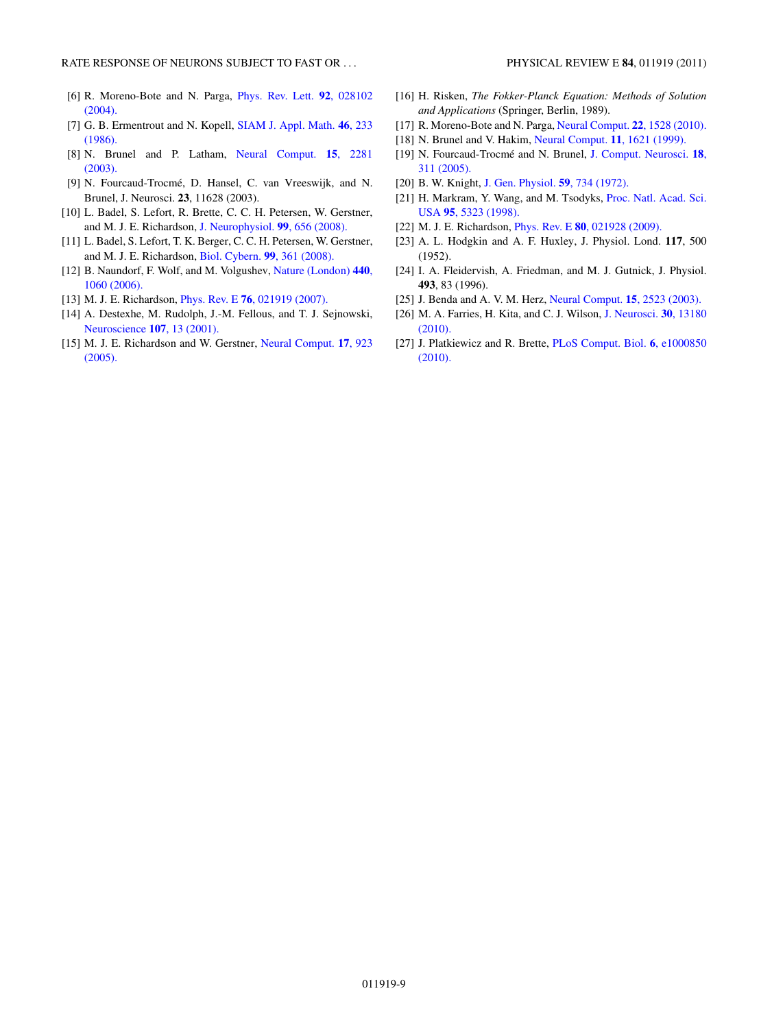[6] R. Moreno-Bote and N. Parga, Phys. Rev. Lett. **92**, 028102 (2004).

[7] G. B. Ermentrout and N. Kopell, SIAM J. Appl. Math. **46**, 233 (1986).

[8] N. Brunel and P. Latham, Neural Comput. **15**, 2281 (2003).

[9] N. Fourcaud-Trocmé, D. Hansel, C. van Vreeswijk, and N. Brunel, J. Neurosci. **23**, 11628 (2003).

[10] L. Badel, S. Lefort, R. Brette, C. C. H. Petersen, W. Gerstner, and M. J. E. Richardson, J. Neurophysiol. **99**, 656 (2008).

[11] L. Badel, S. Lefort, T. K. Berger, C. C. H. Petersen, W. Gerstner, and M. J. E. Richardson, Biol. Cybern. **99**, 361 (2008).

[12] B. Naundorf, F. Wolf, and M. Volgushev, Nature (London) **440**, 1060 (2006).

[13] M. J. E. Richardson, Phys. Rev. E **76**, 021919 (2007).

[14] A. Destexhe, M. Rudolph, J.-M. Fellous, and T. J. Sejnowski, Neuroscience **107**, 13 (2001).

[15] M. J. E. Richardson and W. Gerstner, Neural Comput. **17**, 923 (2005).

[16] H. Risken, *The Fokker-Planck Equation: Methods of Solution and Applications* (Springer, Berlin, 1989).

[17] R. Moreno-Bote and N. Parga, Neural Comput. **22**, 1528 (2010).

[18] N. Brunel and V. Hakim, Neural Comput. **11**, 1621 (1999).

[19] N. Fourcaud-Trocmé and N. Brunel, J. Comput. Neurosci. **18**, 311 (2005).

[20] B. W. Knight, J. Gen. Physiol. **59**, 734 (1972).

[21] H. Markram, Y. Wang, and M. Tsodyks, Proc. Natl. Acad. Sci. USA **95**, 5323 (1998).

[22] M. J. E. Richardson, Phys. Rev. E **80**, 021928 (2009).

[23] A. L. Hodgkin and A. F. Huxley, J. Physiol. Lond. **117**, 500 (1952).

[24] I. A. Fleidervish, A. Friedman, and M. J. Gutnick, J. Physiol. **493**, 83 (1996).

[25] J. Benda and A. V. M. Herz, Neural Comput. **15**, 2523 (2003).

[26] M. A. Farries, H. Kita, and C. J. Wilson, J. Neurosci. **30**, 13180 (2010).

[27] J. Platkiewicz and R. Brette, PLoS Comput. Biol. **6**, e1000850 (2010).